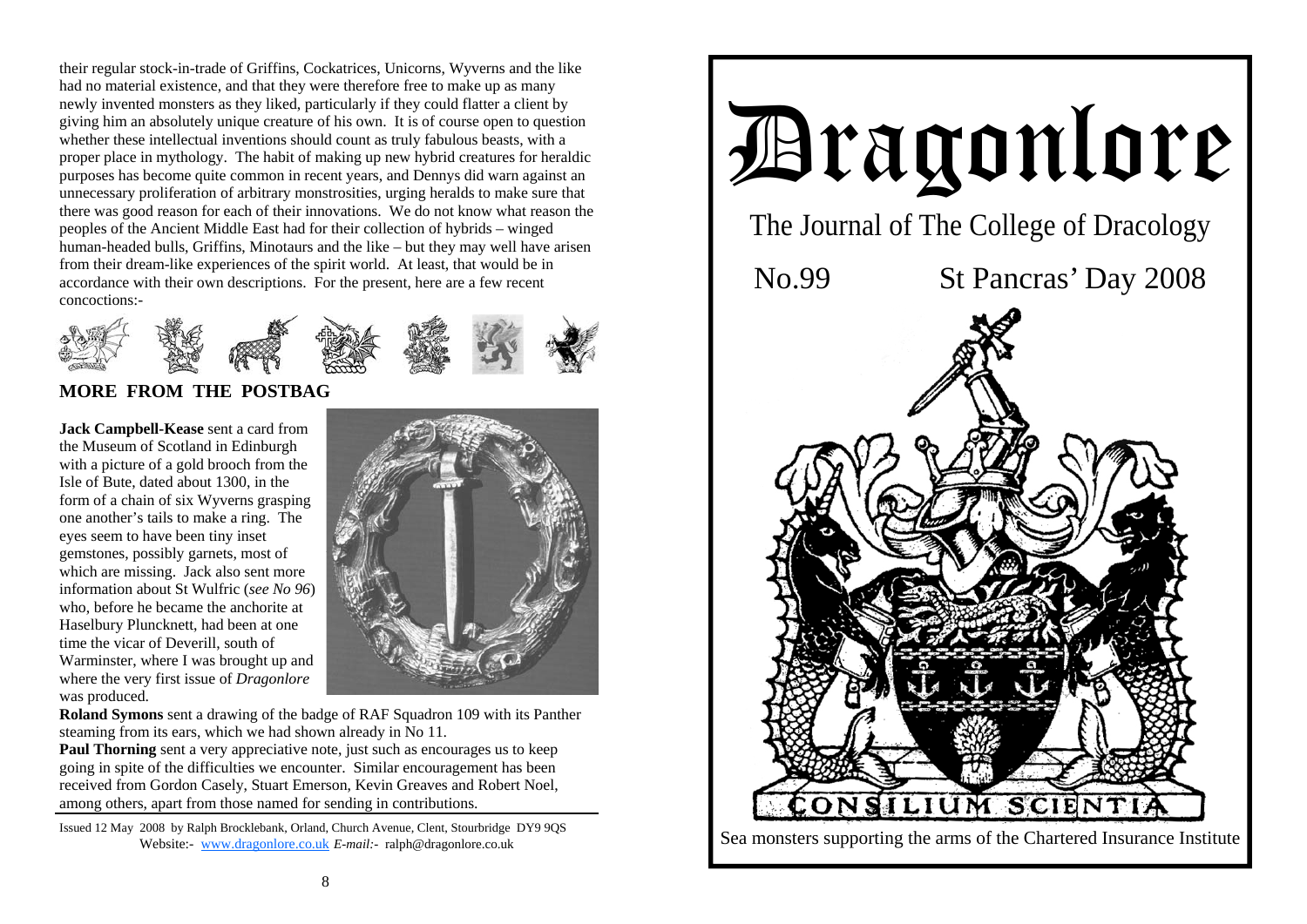their regular stock-in-trade of Griffins, Cockatrices, Unicorns, Wyverns and the like had no material existence, and that they were therefore free to make up as many newly invented monsters as they liked, particularly if they could flatter a client by giving him an absolutely unique creature of his own. It is of course open to question whether these intellectual inventions should count as truly fabulous beasts, with a proper place in mythology. The habit of making up new hybrid creatures for heraldic purposes has become quite common in recent years, and Dennys did warn against an unnecessary proliferation of arbitrary monstrosities, urging heralds to make sure that there was good reason for each of their innovations. We do not know what reason the peoples of the Ancient Middle East had for their collection of hybrids – winged human-headed bulls, Griffins, Minotaurs and the like – but they may well have arisen from their dream-like experiences of the spirit world. At least, that would be in accordance with their own descriptions. For the present, here are a few recent concoctions:-

## MORE FROM THE POSTBAG

**Jack Campbell-Kease** sent a card from the Museum of Scotland in Edinburgh with a picture of a gold brooch from the Isle of Bute, dated about 1300, in the form of a chain of six Wyverns grasping one another's tails to make a ring. The eyes seem to have been tiny inset gemstones, possibly garnets, most of which are missing. Jack also sent more information about St Wulfric (*see No 96*) who, before he became the anchorite at Haselbury Pluncknett, had been at one time the vicar of Deverill, south of Warminster, where I was brought up and where the very first issue of *Dragonlore* was produced.

**Roland Symons** sent a drawing of the badge of RAF Squadron 109 with its Panther steaming from its ears, which we had shown already in No 11.

**Paul Thorning** sent a very appreciative note, just such as encourages us to keep going in spite of the difficulties we encounter. Similar encouragement has been received from Gordon Casely, Stuart Emerson, Kevin Greaves and Robert Noel, among others, apart from those named for sending in contributions.

Issued 12 May 2008 by Ralph Brocklebank, Orland, Church Avenue, Clent, Stourbridge DY9 9QS
Website:- www.dragonlore.co.uk *E-mail:-* ralph@dragonlore.co.uk

# Dragonlore

The Journal of The College of Dracology

No.99 St Pancras' Day 2008

CONSILIUM SCIENTIA

Sea monsters supporting the arms of the Chartered Insurance Institute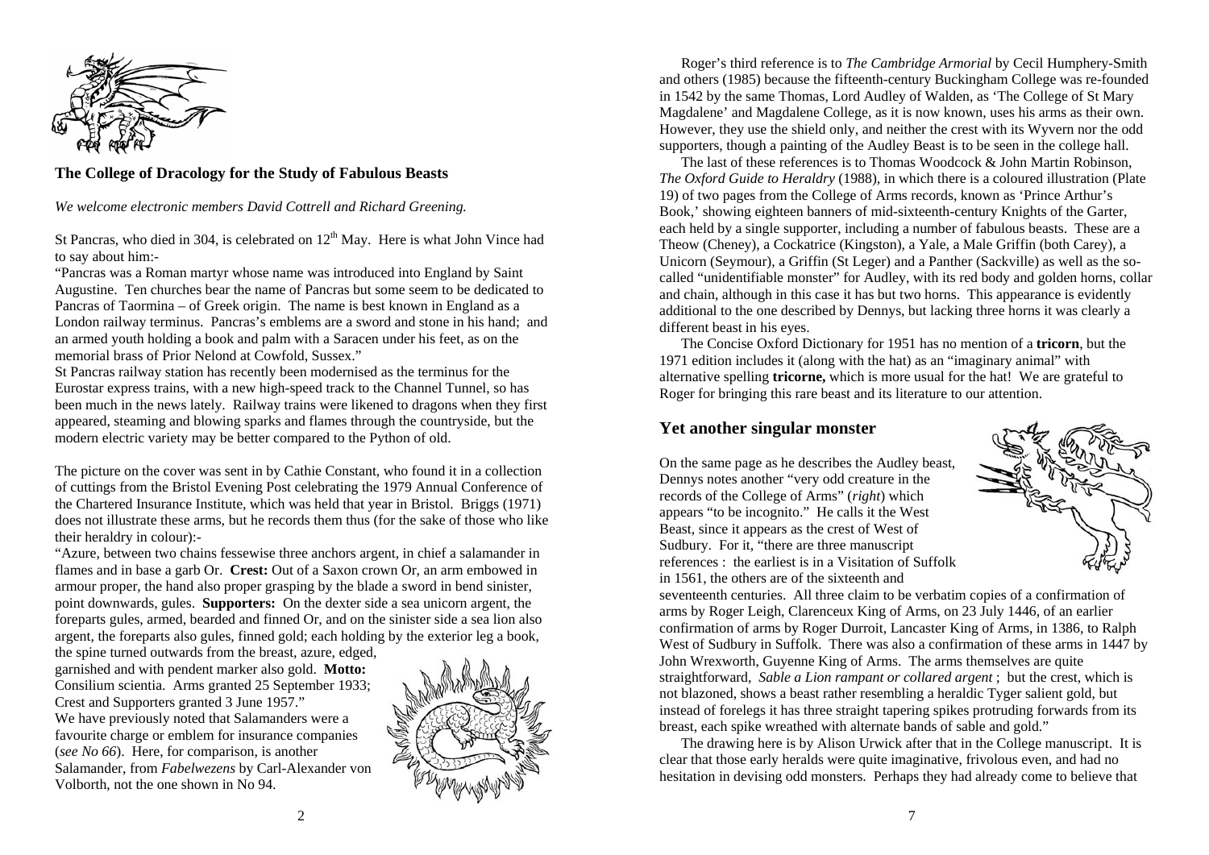## The College of Dracology for the Study of Fabulous Beasts

*We welcome electronic members David Cottrell and Richard Greening.*

St Pancras, who died in 304, is celebrated on 12th May. Here is what John Vince had to say about him:-

"Pancras was a Roman martyr whose name was introduced into England by Saint Augustine. Ten churches bear the name of Pancras but some seem to be dedicated to Pancras of Taormina – of Greek origin. The name is best known in England as a London railway terminus. Pancras's emblems are a sword and stone in his hand; and an armed youth holding a book and palm with a Saracen under his feet, as on the memorial brass of Prior Nelond at Cowfold, Sussex."

St Pancras railway station has recently been modernised as the terminus for the Eurostar express trains, with a new high-speed track to the Channel Tunnel, so has been much in the news lately. Railway trains were likened to dragons when they first appeared, steaming and blowing sparks and flames through the countryside, but the modern electric variety may be better compared to the Python of old.

The picture on the cover was sent in by Cathie Constant, who found it in a collection of cuttings from the Bristol Evening Post celebrating the 1979 Annual Conference of the Chartered Insurance Institute, which was held that year in Bristol. Briggs (1971) does not illustrate these arms, but he records them thus (for the sake of those who like their heraldry in colour):-

"Azure, between two chains fessewise three anchors argent, in chief a salamander in flames and in base a garb Or. **Crest:** Out of a Saxon crown Or, an arm embowed in armour proper, the hand also proper grasping by the blade a sword in bend sinister, point downwards, gules. **Supporters:** On the dexter side a sea unicorn argent, the foreparts gules, armed, bearded and finned Or, and on the sinister side a sea lion also argent, the foreparts also gules, finned gold; each holding by the exterior leg a book, the spine turned outwards from the breast, azure, edged, garnished and with pendent marker also gold. **Motto:** Consilium scientia. Arms granted 25 September 1933; Crest and Supporters granted 3 June 1957."

We have previously noted that Salamanders were a favourite charge or emblem for insurance companies (*see No 66*). Here, for comparison, is another Salamander, from *Fabelwezens* by Carl-Alexander von Volborth, not the one shown in No 94.

Roger's third reference is to *The Cambridge Armorial* by Cecil Humphery-Smith and others (1985) because the fifteenth-century Buckingham College was re-founded in 1542 by the same Thomas, Lord Audley of Walden, as 'The College of St Mary Magdalene' and Magdalene College, as it is now known, uses his arms as their own. However, they use the shield only, and neither the crest with its Wyvern nor the odd supporters, though a painting of the Audley Beast is to be seen in the college hall.

The last of these references is to Thomas Woodcock & John Martin Robinson, *The Oxford Guide to Heraldry* (1988), in which there is a coloured illustration (Plate 19) of two pages from the College of Arms records, known as 'Prince Arthur's Book,' showing eighteen banners of mid-sixteenth-century Knights of the Garter, each held by a single supporter, including a number of fabulous beasts. These are a Theow (Cheney), a Cockatrice (Kingston), a Yale, a Male Griffin (both Carey), a Unicorn (Seymour), a Griffin (St Leger) and a Panther (Sackville) as well as the so-called "unidentifiable monster" for Audley, with its red body and golden horns, collar and chain, although in this case it has but two horns. This appearance is evidently additional to the one described by Dennys, but lacking three horns it was clearly a different beast in his eyes.

The Concise Oxford Dictionary for 1951 has no mention of a **tricorn**, but the 1971 edition includes it (along with the hat) as an "imaginary animal" with alternative spelling **tricorne,** which is more usual for the hat! We are grateful to Roger for bringing this rare beast and its literature to our attention.

## Yet another singular monster

On the same page as he describes the Audley beast, Dennys notes another "very odd creature in the records of the College of Arms" (*right*) which appears "to be incognito." He calls it the West Beast, since it appears as the crest of West of Sudbury. For it, "there are three manuscript references : the earliest is in a Visitation of Suffolk in 1561, the others are of the sixteenth and seventeenth centuries. All three claim to be verbatim copies of a confirmation of arms by Roger Leigh, Clarenceux King of Arms, on 23 July 1446, of an earlier confirmation of arms by Roger Durroit, Lancaster King of Arms, in 1386, to Ralph West of Sudbury in Suffolk. There was also a confirmation of these arms in 1447 by John Wrexworth, Guyenne King of Arms. The arms themselves are quite straightforward, *Sable a Lion rampant or collared argent* ; but the crest, which is not blazoned, shows a beast rather resembling a heraldic Tyger salient gold, but instead of forelegs it has three straight tapering spikes protruding forwards from its breast, each spike wreathed with alternate bands of sable and gold."

The drawing here is by Alison Urwick after that in the College manuscript. It is clear that those early heralds were quite imaginative, frivolous even, and had no hesitation in devising odd monsters. Perhaps they had already come to believe that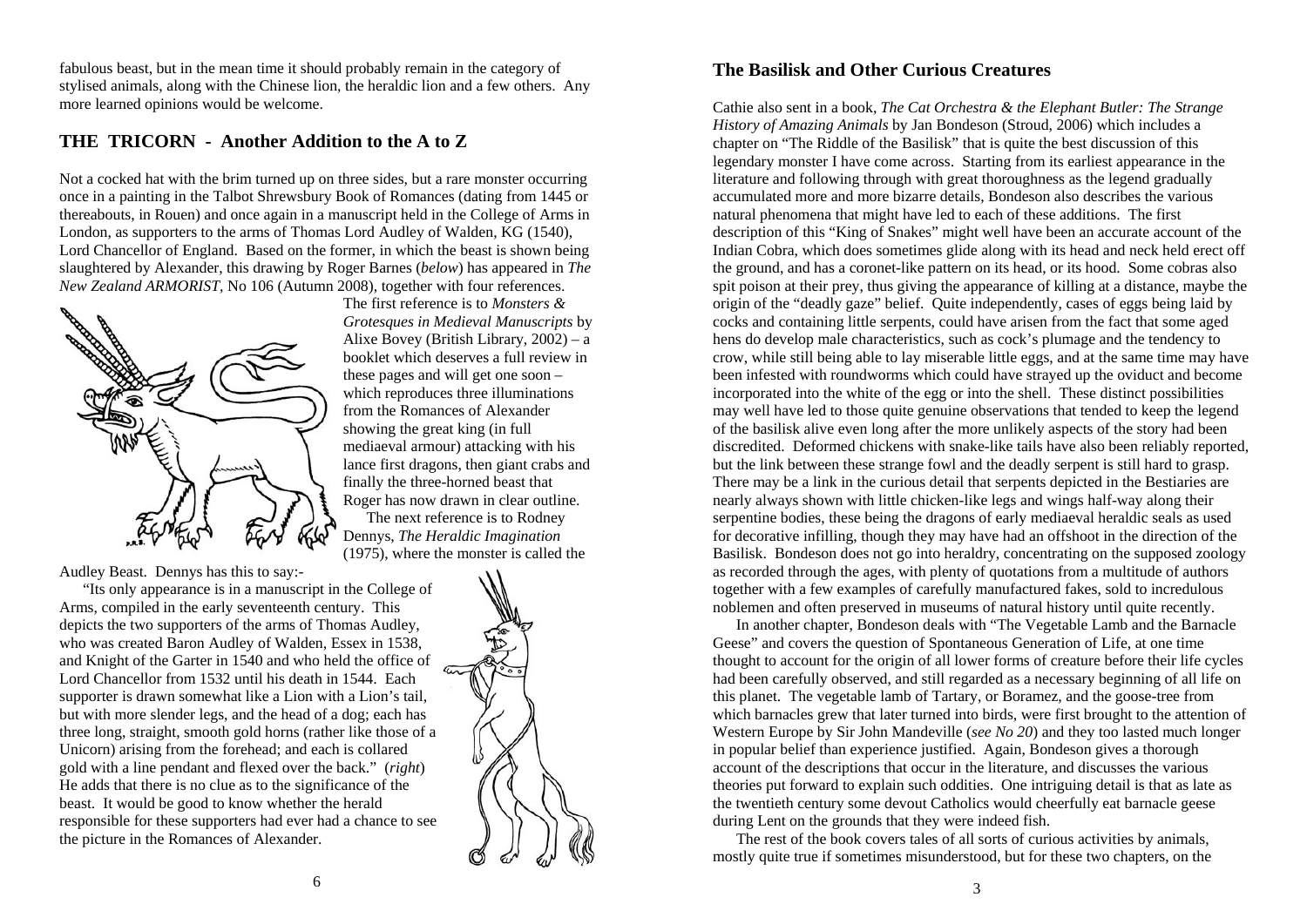fabulous beast, but in the mean time it should probably remain in the category of stylised animals, along with the Chinese lion, the heraldic lion and a few others. Any more learned opinions would be welcome.

## THE TRICORN - Another Addition to the A to Z

Not a cocked hat with the brim turned up on three sides, but a rare monster occurring once in a painting in the Talbot Shrewsbury Book of Romances (dating from 1445 or thereabouts, in Rouen) and once again in a manuscript held in the College of Arms in London, as supporters to the arms of Thomas Lord Audley of Walden, KG (1540), Lord Chancellor of England. Based on the former, in which the beast is shown being slaughtered by Alexander, this drawing by Roger Barnes (*below*) has appeared in *The New Zealand ARMORIST*, No 106 (Autumn 2008), together with four references.

The first reference is to *Monsters & Grotesques in Medieval Manuscripts* by Alixe Bovey (British Library, 2002) – a booklet which deserves a full review in these pages and will get one soon – which reproduces three illuminations from the Romances of Alexander showing the great king (in full mediaeval armour) attacking with his lance first dragons, then giant crabs and finally the three-horned beast that Roger has now drawn in clear outline.

The next reference is to Rodney Dennys, *The Heraldic Imagination* (1975), where the monster is called the Audley Beast. Dennys has this to say:-

"Its only appearance is in a manuscript in the College of Arms, compiled in the early seventeenth century. This depicts the two supporters of the arms of Thomas Audley, who was created Baron Audley of Walden, Essex in 1538, and Knight of the Garter in 1540 and who held the office of Lord Chancellor from 1532 until his death in 1544. Each supporter is drawn somewhat like a Lion with a Lion's tail, but with more slender legs, and the head of a dog; each has three long, straight, smooth gold horns (rather like those of a Unicorn) arising from the forehead; and each is collared gold with a line pendant and flexed over the back." (*right*) He adds that there is no clue as to the significance of the beast. It would be good to know whether the herald responsible for these supporters had ever had a chance to see the picture in the Romances of Alexander.

## The Basilisk and Other Curious Creatures

Cathie also sent in a book, *The Cat Orchestra & the Elephant Butler: The Strange History of Amazing Animals* by Jan Bondeson (Stroud, 2006) which includes a chapter on "The Riddle of the Basilisk" that is quite the best discussion of this legendary monster I have come across. Starting from its earliest appearance in the literature and following through with great thoroughness as the legend gradually accumulated more and more bizarre details, Bondeson also describes the various natural phenomena that might have led to each of these additions. The first description of this "King of Snakes" might well have been an accurate account of the Indian Cobra, which does sometimes glide along with its head and neck held erect off the ground, and has a coronet-like pattern on its head, or its hood. Some cobras also spit poison at their prey, thus giving the appearance of killing at a distance, maybe the origin of the "deadly gaze" belief. Quite independently, cases of eggs being laid by cocks and containing little serpents, could have arisen from the fact that some aged hens do develop male characteristics, such as cock's plumage and the tendency to crow, while still being able to lay miserable little eggs, and at the same time may have been infested with roundworms which could have strayed up the oviduct and become incorporated into the white of the egg or into the shell. These distinct possibilities may well have led to those quite genuine observations that tended to keep the legend of the basilisk alive even long after the more unlikely aspects of the story had been discredited. Deformed chickens with snake-like tails have also been reliably reported, but the link between these strange fowl and the deadly serpent is still hard to grasp. There may be a link in the curious detail that serpents depicted in the Bestiaries are nearly always shown with little chicken-like legs and wings half-way along their serpentine bodies, these being the dragons of early mediaeval heraldic seals as used for decorative infilling, though they may have had an offshoot in the direction of the Basilisk. Bondeson does not go into heraldry, concentrating on the supposed zoology as recorded through the ages, with plenty of quotations from a multitude of authors together with a few examples of carefully manufactured fakes, sold to incredulous noblemen and often preserved in museums of natural history until quite recently.

In another chapter, Bondeson deals with "The Vegetable Lamb and the Barnacle Geese" and covers the question of Spontaneous Generation of Life, at one time thought to account for the origin of all lower forms of creature before their life cycles had been carefully observed, and still regarded as a necessary beginning of all life on this planet. The vegetable lamb of Tartary, or Boramez, and the goose-tree from which barnacles grew that later turned into birds, were first brought to the attention of Western Europe by Sir John Mandeville (*see No 20*) and they too lasted much longer in popular belief than experience justified. Again, Bondeson gives a thorough account of the descriptions that occur in the literature, and discusses the various theories put forward to explain such oddities. One intriguing detail is that as late as the twentieth century some devout Catholics would cheerfully eat barnacle geese during Lent on the grounds that they were indeed fish.

The rest of the book covers tales of all sorts of curious activities by animals, mostly quite true if sometimes misunderstood, but for these two chapters, on the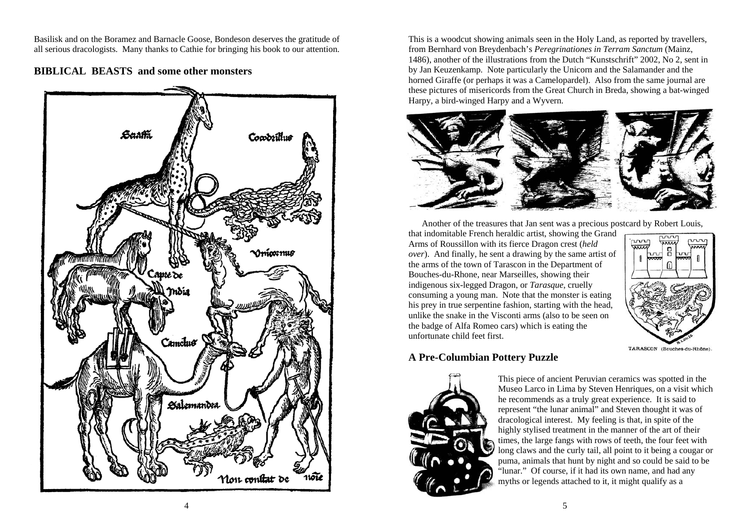Basilisk and on the Boramez and Barnacle Goose, Bondeson deserves the gratitude of all serious dracologists. Many thanks to Cathie for bringing his book to our attention.

## BIBLICAL BEASTS and some other monsters

Seraffa

Cocodrillus

Unicornus

Capre de India

Camelus

Salemandra

Non constat de noie

This is a woodcut showing animals seen in the Holy Land, as reported by travellers, from Bernhard von Breydenbach's *Peregrinationes in Terram Sanctum* (Mainz, 1486), another of the illustrations from the Dutch "Kunstschrift" 2002, No 2, sent in by Jan Keuzenkamp. Note particularly the Unicorn and the Salamander and the horned Giraffe (or perhaps it was a Camelopardel). Also from the same journal are these pictures of misericords from the Great Church in Breda, showing a bat-winged Harpy, a bird-winged Harpy and a Wyvern.

Another of the treasures that Jan sent was a precious postcard by Robert Louis, that indomitable French heraldic artist, showing the Grand Arms of Roussillon with its fierce Dragon crest (*held over*). And finally, he sent a drawing by the same artist of the arms of the town of Tarascon in the Department of Bouches-du-Rhone, near Marseilles, showing their indigenous six-legged Dragon, or *Tarasque*, cruelly consuming a young man. Note that the monster is eating his prey in true serpentine fashion, starting with the head, unlike the snake in the Visconti arms (also to be seen on the badge of Alfa Romeo cars) which is eating the unfortunate child feet first.

TARASCON (Bouches-du-Rhône).

## A Pre-Columbian Pottery Puzzle

This piece of ancient Peruvian ceramics was spotted in the Museo Larco in Lima by Steven Henriques, on a visit which he recommends as a truly great experience. It is said to represent "the lunar animal" and Steven thought it was of dracological interest. My feeling is that, in spite of the highly stylised treatment in the manner of the art of their times, the large fangs with rows of teeth, the four feet with long claws and the curly tail, all point to it being a cougar or puma, animals that hunt by night and so could be said to be "lunar." Of course, if it had its own name, and had any myths or legends attached to it, it might qualify as a